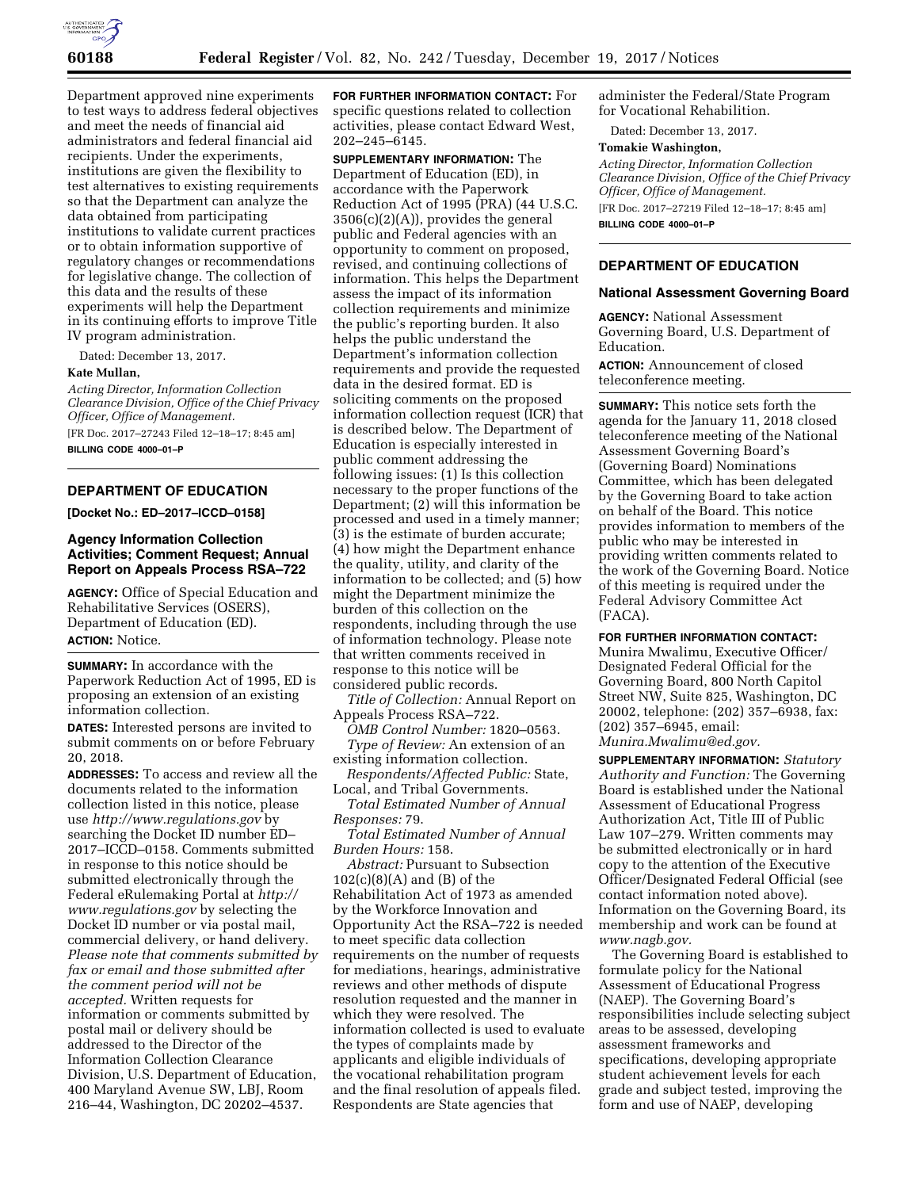Department approved nine experiments to test ways to address federal objectives and meet the needs of financial aid administrators and federal financial aid recipients. Under the experiments, institutions are given the flexibility to test alternatives to existing requirements so that the Department can analyze the data obtained from participating institutions to validate current practices or to obtain information supportive of regulatory changes or recommendations for legislative change. The collection of this data and the results of these experiments will help the Department in its continuing efforts to improve Title IV program administration.

Dated: December 13, 2017.

**Kate Mullan,**

*Acting Director, Information Collection Clearance Division, Office of the Chief Privacy Officer, Office of Management.*

[FR Doc. 2017–27243 Filed 12–18–17; 8:45 am]

**BILLING CODE 4000–01–P**

## DEPARTMENT OF EDUCATION

**[Docket No.: ED–2017–ICCD–0158]**

### Agency Information Collection Activities; Comment Request; Annual Report on Appeals Process RSA–722

**AGENCY:** Office of Special Education and Rehabilitative Services (OSERS), Department of Education (ED).

**ACTION:** Notice.

**SUMMARY:** In accordance with the Paperwork Reduction Act of 1995, ED is proposing an extension of an existing information collection.

**DATES:** Interested persons are invited to submit comments on or before February 20, 2018.

**ADDRESSES:** To access and review all the documents related to the information collection listed in this notice, please use *http://www.regulations.gov* by searching the Docket ID number ED–2017–ICCD–0158. Comments submitted in response to this notice should be submitted electronically through the Federal eRulemaking Portal at *http://www.regulations.gov* by selecting the Docket ID number or via postal mail, commercial delivery, or hand delivery. *Please note that comments submitted by fax or email and those submitted after the comment period will not be accepted.* Written requests for information or comments submitted by postal mail or delivery should be addressed to the Director of the Information Collection Clearance Division, U.S. Department of Education, 400 Maryland Avenue SW, LBJ, Room 216–44, Washington, DC 20202–4537.

**FOR FURTHER INFORMATION CONTACT:** For specific questions related to collection activities, please contact Edward West, 202–245–6145.

**SUPPLEMENTARY INFORMATION:** The Department of Education (ED), in accordance with the Paperwork Reduction Act of 1995 (PRA) (44 U.S.C. 3506(c)(2)(A)), provides the general public and Federal agencies with an opportunity to comment on proposed, revised, and continuing collections of information. This helps the Department assess the impact of its information collection requirements and minimize the public's reporting burden. It also helps the public understand the Department's information collection requirements and provide the requested data in the desired format. ED is soliciting comments on the proposed information collection request (ICR) that is described below. The Department of Education is especially interested in public comment addressing the following issues: (1) Is this collection necessary to the proper functions of the Department; (2) will this information be processed and used in a timely manner; (3) is the estimate of burden accurate; (4) how might the Department enhance the quality, utility, and clarity of the information to be collected; and (5) how might the Department minimize the burden of this collection on the respondents, including through the use of information technology. Please note that written comments received in response to this notice will be considered public records.

*Title of Collection:* Annual Report on Appeals Process RSA–722.

*OMB Control Number:* 1820–0563.

*Type of Review:* An extension of an existing information collection.

*Respondents/Affected Public:* State, Local, and Tribal Governments.

*Total Estimated Number of Annual Responses:* 79.

*Total Estimated Number of Annual Burden Hours:* 158.

*Abstract:* Pursuant to Subsection 102(c)(8)(A) and (B) of the Rehabilitation Act of 1973 as amended by the Workforce Innovation and Opportunity Act the RSA–722 is needed to meet specific data collection requirements on the number of requests for mediations, hearings, administrative reviews and other methods of dispute resolution requested and the manner in which they were resolved. The information collected is used to evaluate the types of complaints made by applicants and eligible individuals of the vocational rehabilitation program and the final resolution of appeals filed. Respondents are State agencies that administer the Federal/State Program for Vocational Rehabilition.

Dated: December 13, 2017.

**Tomakie Washington,**

*Acting Director, Information Collection Clearance Division, Office of the Chief Privacy Officer, Office of Management.*

[FR Doc. 2017–27219 Filed 12–18–17; 8:45 am]

**BILLING CODE 4000–01–P**

## DEPARTMENT OF EDUCATION

### National Assessment Governing Board

**AGENCY:** National Assessment Governing Board, U.S. Department of Education.

**ACTION:** Announcement of closed teleconference meeting.

**SUMMARY:** This notice sets forth the agenda for the January 11, 2018 closed teleconference meeting of the National Assessment Governing Board's (Governing Board) Nominations Committee, which has been delegated by the Governing Board to take action on behalf of the Board. This notice provides information to members of the public who may be interested in providing written comments related to the work of the Governing Board. Notice of this meeting is required under the Federal Advisory Committee Act (FACA).

**FOR FURTHER INFORMATION CONTACT:** Munira Mwalimu, Executive Officer/Designated Federal Official for the Governing Board, 800 North Capitol Street NW, Suite 825, Washington, DC 20002, telephone: (202) 357–6938, fax: (202) 357–6945, email: *Munira.Mwalimu@ed.gov.*

**SUPPLEMENTARY INFORMATION:** *Statutory Authority and Function:* The Governing Board is established under the National Assessment of Educational Progress Authorization Act, Title III of Public Law 107–279. Written comments may be submitted electronically or in hard copy to the attention of the Executive Officer/Designated Federal Official (see contact information noted above). Information on the Governing Board, its membership and work can be found at *www.nagb.gov.*

The Governing Board is established to formulate policy for the National Assessment of Educational Progress (NAEP). The Governing Board's responsibilities include selecting subject areas to be assessed, developing assessment frameworks and specifications, developing appropriate student achievement levels for each grade and subject tested, improving the form and use of NAEP, developing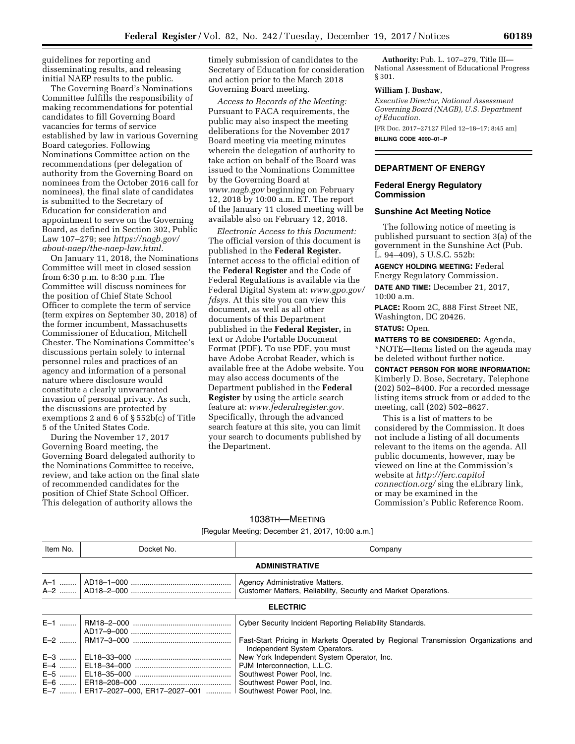guidelines for reporting and disseminating results, and releasing initial NAEP results to the public.

The Governing Board's Nominations Committee fulfills the responsibility of making recommendations for potential candidates to fill Governing Board vacancies for terms of service established by law in various Governing Board categories. Following Nominations Committee action on the recommendations (per delegation of authority from the Governing Board on nominees from the October 2016 call for nominees), the final slate of candidates is submitted to the Secretary of Education for consideration and appointment to serve on the Governing Board, as defined in Section 302, Public Law 107–279; see *https://nagb.gov/about-naep/the-naep-law.html.*

On January 11, 2018, the Nominations Committee will meet in closed session from 6:30 p.m. to 8:30 p.m. The Committee will discuss nominees for the position of Chief State School Officer to complete the term of service (term expires on September 30, 2018) of the former incumbent, Massachusetts Commissioner of Education, Mitchell Chester. The Nominations Committee's discussions pertain solely to internal personnel rules and practices of an agency and information of a personal nature where disclosure would constitute a clearly unwarranted invasion of personal privacy. As such, the discussions are protected by exemptions 2 and 6 of § 552b(c) of Title 5 of the United States Code.

During the November 17, 2017 Governing Board meeting, the Governing Board delegated authority to the Nominations Committee to receive, review, and take action on the final slate of recommended candidates for the position of Chief State School Officer. This delegation of authority allows the timely submission of candidates to the Secretary of Education for consideration and action prior to the March 2018 Governing Board meeting.

*Access to Records of the Meeting:* Pursuant to FACA requirements, the public may also inspect the meeting deliberations for the November 2017 Board meeting via meeting minutes wherein the delegation of authority to take action on behalf of the Board was issued to the Nominations Committee by the Governing Board at *www.nagb.gov* beginning on February 12, 2018 by 10:00 a.m. ET. The report of the January 11 closed meeting will be available also on February 12, 2018.

*Electronic Access to this Document:* The official version of this document is published in the **Federal Register.** Internet access to the official edition of the **Federal Register** and the Code of Federal Regulations is available via the Federal Digital System at: *www.gpo.gov/fdsys.* At this site you can view this document, as well as all other documents of this Department published in the **Federal Register,** in text or Adobe Portable Document Format (PDF). To use PDF, you must have Adobe Acrobat Reader, which is available free at the Adobe website. You may also access documents of the Department published in the **Federal Register** by using the article search feature at: *www.federalregister.gov.* Specifically, through the advanced search feature at this site, you can limit your search to documents published by the Department.

**Authority:** Pub. L. 107–279, Title III—National Assessment of Educational Progress § 301.

**William J. Bushaw,**

*Executive Director, National Assessment Governing Board (NAGB), U.S. Department of Education.*

[FR Doc. 2017–27127 Filed 12–18–17; 8:45 am]

**BILLING CODE 4000–01–P**

## DEPARTMENT OF ENERGY

### Federal Energy Regulatory Commission

### Sunshine Act Meeting Notice

The following notice of meeting is published pursuant to section 3(a) of the government in the Sunshine Act (Pub. L. 94–409), 5 U.S.C. 552b:

**AGENCY HOLDING MEETING:** Federal Energy Regulatory Commission.

**DATE AND TIME:** December 21, 2017, 10:00 a.m.

**PLACE:** Room 2C, 888 First Street NE, Washington, DC 20426.

**STATUS:** Open.

**MATTERS TO BE CONSIDERED:** Agenda, *NOTE—Items listed on the agenda may be deleted without further notice.

**CONTACT PERSON FOR MORE INFORMATION:** Kimberly D. Bose, Secretary, Telephone (202) 502–8400. For a recorded message listing items struck from or added to the meeting, call (202) 502–8627.

This is a list of matters to be considered by the Commission. It does not include a listing of all documents relevant to the items on the agenda. All public documents, however, may be viewed on line at the Commission's website at *http://ferc.capitol connection.org/* sing the eLibrary link, or may be examined in the Commission's Public Reference Room.

1038TH—MEETING

[Regular Meeting; December 21, 2017, 10:00 a.m.]

| Item No. | Docket No. | Company |
|---|---|---|
| | | **ADMINISTRATIVE** |
| A–1 | AD18–1–000 | Agency Administrative Matters. |
| A–2 | AD18–2–000 | Customer Matters, Reliability, Security and Market Operations. |
| | | **ELECTRIC** |
| E–1 | RM18–2–000<br>AD17–9–000 | Cyber Security Incident Reporting Reliability Standards. |
| E–2 | RM17–3–000 | Fast-Start Pricing in Markets Operated by Regional Transmission Organizations and Independent System Operators. |
| E–3 | EL18–33–000 | New York Independent System Operator, Inc. |
| E–4 | EL18–34–000 | PJM Interconnection, L.L.C. |
| E–5 | EL18–35–000 | Southwest Power Pool, Inc. |
| E–6 | ER18–208–000 | Southwest Power Pool, Inc. |
| E–7 | ER17–2027–000, ER17–2027–001 | Southwest Power Pool, Inc. |